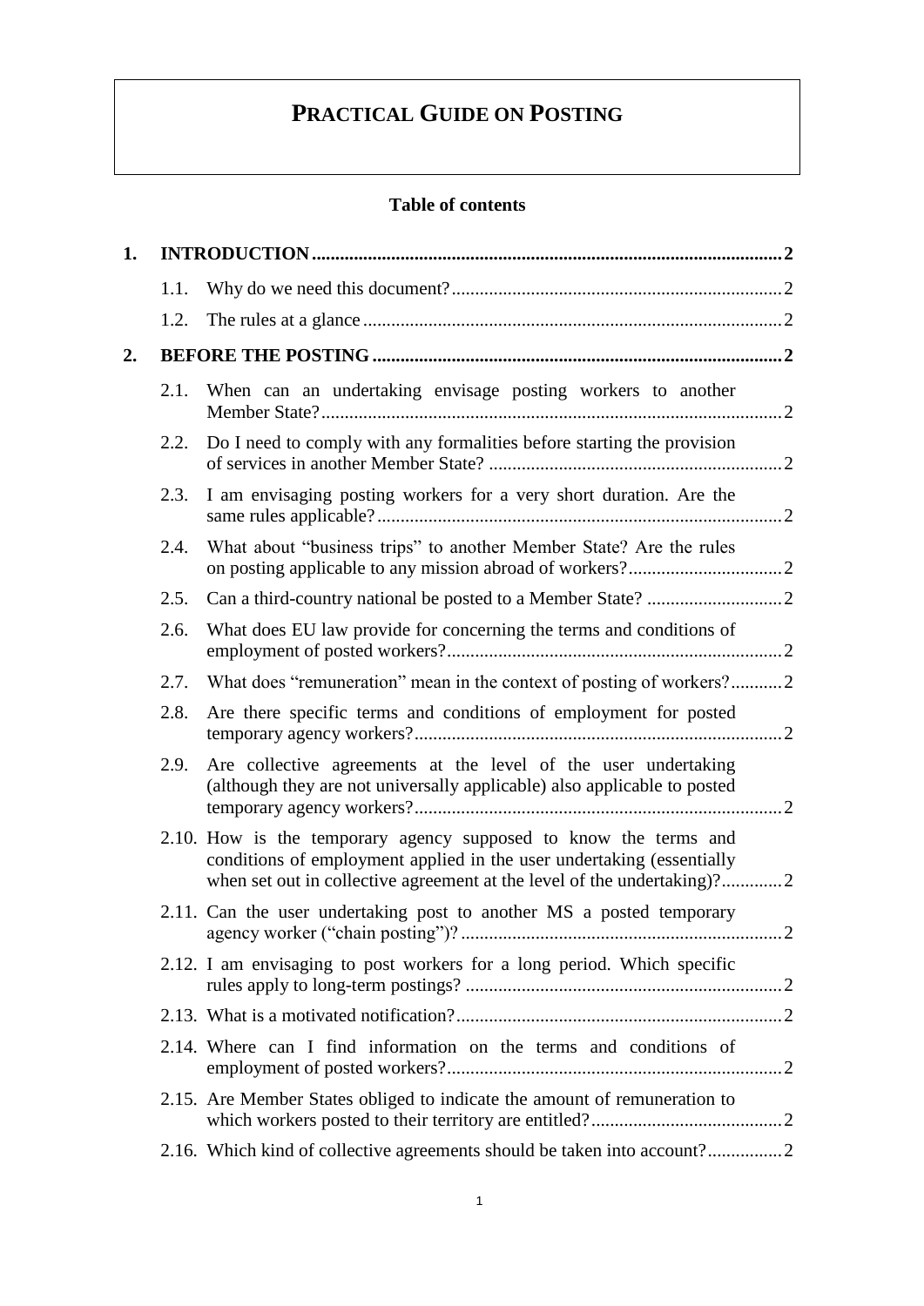# PRACTICAL GUIDE ON POSTING

**Table of contents**

**1. INTRODUCTION ..... 2**

- 1.1. Why do we need this document? ..... 2
- 1.2. The rules at a glance ..... 2

**2. BEFORE THE POSTING ..... 2**

- 2.1. When can an undertaking envisage posting workers to another Member State? ..... 2
- 2.2. Do I need to comply with any formalities before starting the provision of services in another Member State? ..... 2
- 2.3. I am envisaging posting workers for a very short duration. Are the same rules applicable? ..... 2
- 2.4. What about "business trips" to another Member State? Are the rules on posting applicable to any mission abroad of workers? ..... 2
- 2.5. Can a third-country national be posted to a Member State? ..... 2
- 2.6. What does EU law provide for concerning the terms and conditions of employment of posted workers? ..... 2
- 2.7. What does "remuneration" mean in the context of posting of workers? ..... 2
- 2.8. Are there specific terms and conditions of employment for posted temporary agency workers? ..... 2
- 2.9. Are collective agreements at the level of the user undertaking (although they are not universally applicable) also applicable to posted temporary agency workers? ..... 2
- 2.10. How is the temporary agency supposed to know the terms and conditions of employment applied in the user undertaking (essentially when set out in collective agreement at the level of the undertaking)? ..... 2
- 2.11. Can the user undertaking post to another MS a posted temporary agency worker ("chain posting")? ..... 2
- 2.12. I am envisaging to post workers for a long period. Which specific rules apply to long-term postings? ..... 2
- 2.13. What is a motivated notification? ..... 2
- 2.14. Where can I find information on the terms and conditions of employment of posted workers? ..... 2
- 2.15. Are Member States obliged to indicate the amount of remuneration to which workers posted to their territory are entitled? ..... 2
- 2.16. Which kind of collective agreements should be taken into account? ..... 2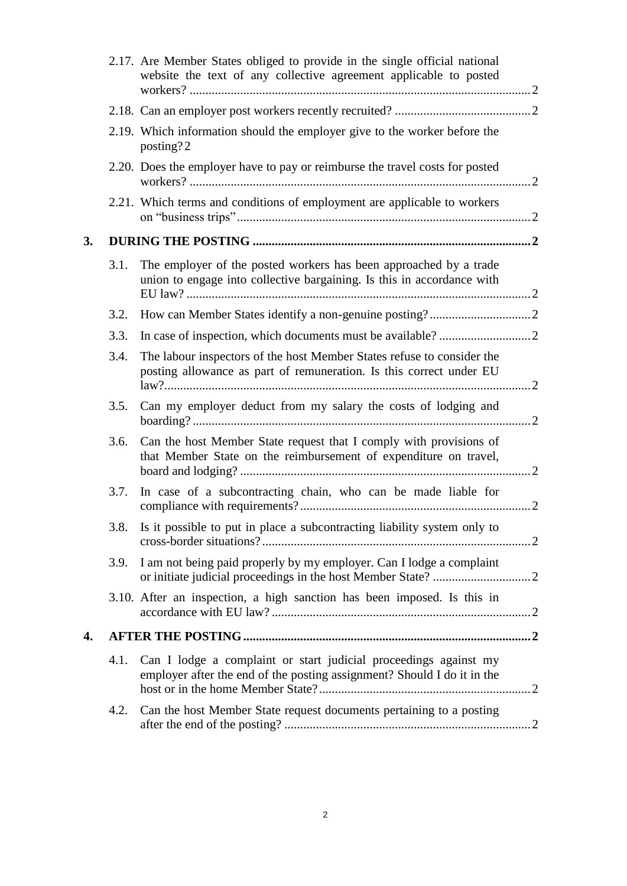2.17. Are Member States obliged to provide in the single official national website the text of any collective agreement applicable to posted workers? ..... 2

2.18. Can an employer post workers recently recruited? ..... 2

2.19. Which information should the employer give to the worker before the posting? 2

2.20. Does the employer have to pay or reimburse the travel costs for posted workers? ..... 2

2.21. Which terms and conditions of employment are applicable to workers on "business trips" ..... 2

**3. DURING THE POSTING ..... 2**

3.1. The employer of the posted workers has been approached by a trade union to engage into collective bargaining. Is this in accordance with EU law? ..... 2

3.2. How can Member States identify a non-genuine posting? ..... 2

3.3. In case of inspection, which documents must be available? ..... 2

3.4. The labour inspectors of the host Member States refuse to consider the posting allowance as part of remuneration. Is this correct under EU law? ..... 2

3.5. Can my employer deduct from my salary the costs of lodging and boarding? ..... 2

3.6. Can the host Member State request that I comply with provisions of that Member State on the reimbursement of expenditure on travel, board and lodging? ..... 2

3.7. In case of a subcontracting chain, who can be made liable for compliance with requirements? ..... 2

3.8. Is it possible to put in place a subcontracting liability system only to cross-border situations? ..... 2

3.9. I am not being paid properly by my employer. Can I lodge a complaint or initiate judicial proceedings in the host Member State? ..... 2

3.10. After an inspection, a high sanction has been imposed. Is this in accordance with EU law? ..... 2

**4. AFTER THE POSTING ..... 2**

4.1. Can I lodge a complaint or start judicial proceedings against my employer after the end of the posting assignment? Should I do it in the host or in the home Member State? ..... 2

4.2. Can the host Member State request documents pertaining to a posting after the end of the posting? ..... 2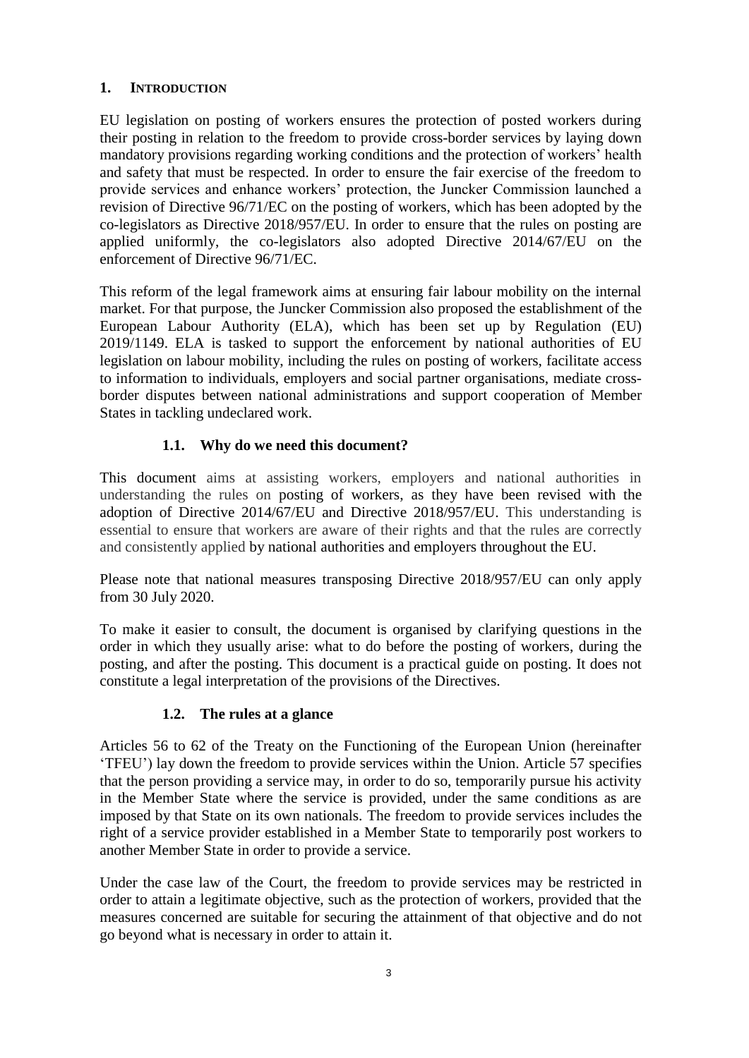## 1. INTRODUCTION

EU legislation on posting of workers ensures the protection of posted workers during their posting in relation to the freedom to provide cross-border services by laying down mandatory provisions regarding working conditions and the protection of workers' health and safety that must be respected. In order to ensure the fair exercise of the freedom to provide services and enhance workers' protection, the Juncker Commission launched a revision of Directive 96/71/EC on the posting of workers, which has been adopted by the co-legislators as Directive 2018/957/EU. In order to ensure that the rules on posting are applied uniformly, the co-legislators also adopted Directive 2014/67/EU on the enforcement of Directive 96/71/EC.

This reform of the legal framework aims at ensuring fair labour mobility on the internal market. For that purpose, the Juncker Commission also proposed the establishment of the European Labour Authority (ELA), which has been set up by Regulation (EU) 2019/1149. ELA is tasked to support the enforcement by national authorities of EU legislation on labour mobility, including the rules on posting of workers, facilitate access to information to individuals, employers and social partner organisations, mediate cross-border disputes between national administrations and support cooperation of Member States in tackling undeclared work.

### 1.1. Why do we need this document?

This document aims at assisting workers, employers and national authorities in understanding the rules on posting of workers, as they have been revised with the adoption of Directive 2014/67/EU and Directive 2018/957/EU. This understanding is essential to ensure that workers are aware of their rights and that the rules are correctly and consistently applied by national authorities and employers throughout the EU.

Please note that national measures transposing Directive 2018/957/EU can only apply from 30 July 2020.

To make it easier to consult, the document is organised by clarifying questions in the order in which they usually arise: what to do before the posting of workers, during the posting, and after the posting. This document is a practical guide on posting. It does not constitute a legal interpretation of the provisions of the Directives.

### 1.2. The rules at a glance

Articles 56 to 62 of the Treaty on the Functioning of the European Union (hereinafter 'TFEU') lay down the freedom to provide services within the Union. Article 57 specifies that the person providing a service may, in order to do so, temporarily pursue his activity in the Member State where the service is provided, under the same conditions as are imposed by that State on its own nationals. The freedom to provide services includes the right of a service provider established in a Member State to temporarily post workers to another Member State in order to provide a service.

Under the case law of the Court, the freedom to provide services may be restricted in order to attain a legitimate objective, such as the protection of workers, provided that the measures concerned are suitable for securing the attainment of that objective and do not go beyond what is necessary in order to attain it.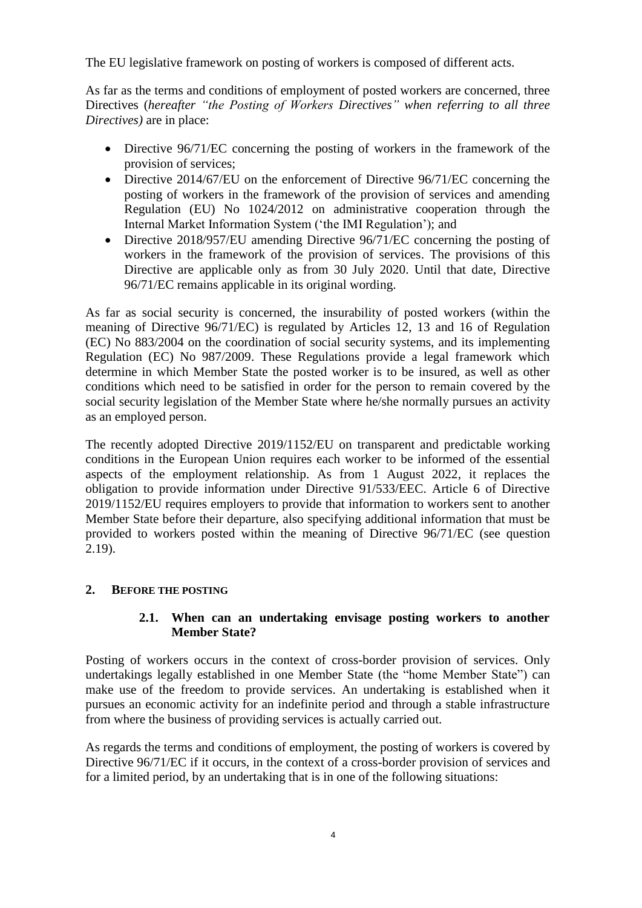The EU legislative framework on posting of workers is composed of different acts.

As far as the terms and conditions of employment of posted workers are concerned, three Directives (*hereafter "the Posting of Workers Directives" when referring to all three Directives)* are in place:

- Directive 96/71/EC concerning the posting of workers in the framework of the provision of services;
- Directive 2014/67/EU on the enforcement of Directive 96/71/EC concerning the posting of workers in the framework of the provision of services and amending Regulation (EU) No 1024/2012 on administrative cooperation through the Internal Market Information System ('the IMI Regulation'); and
- Directive 2018/957/EU amending Directive 96/71/EC concerning the posting of workers in the framework of the provision of services. The provisions of this Directive are applicable only as from 30 July 2020. Until that date, Directive 96/71/EC remains applicable in its original wording.

As far as social security is concerned, the insurability of posted workers (within the meaning of Directive 96/71/EC) is regulated by Articles 12, 13 and 16 of Regulation (EC) No 883/2004 on the coordination of social security systems, and its implementing Regulation (EC) No 987/2009. These Regulations provide a legal framework which determine in which Member State the posted worker is to be insured, as well as other conditions which need to be satisfied in order for the person to remain covered by the social security legislation of the Member State where he/she normally pursues an activity as an employed person.

The recently adopted Directive 2019/1152/EU on transparent and predictable working conditions in the European Union requires each worker to be informed of the essential aspects of the employment relationship. As from 1 August 2022, it replaces the obligation to provide information under Directive 91/533/EEC. Article 6 of Directive 2019/1152/EU requires employers to provide that information to workers sent to another Member State before their departure, also specifying additional information that must be provided to workers posted within the meaning of Directive 96/71/EC (see question 2.19).

## 2. BEFORE THE POSTING

### 2.1. When can an undertaking envisage posting workers to another Member State?

Posting of workers occurs in the context of cross-border provision of services. Only undertakings legally established in one Member State (the "home Member State") can make use of the freedom to provide services. An undertaking is established when it pursues an economic activity for an indefinite period and through a stable infrastructure from where the business of providing services is actually carried out.

As regards the terms and conditions of employment, the posting of workers is covered by Directive 96/71/EC if it occurs, in the context of a cross-border provision of services and for a limited period, by an undertaking that is in one of the following situations: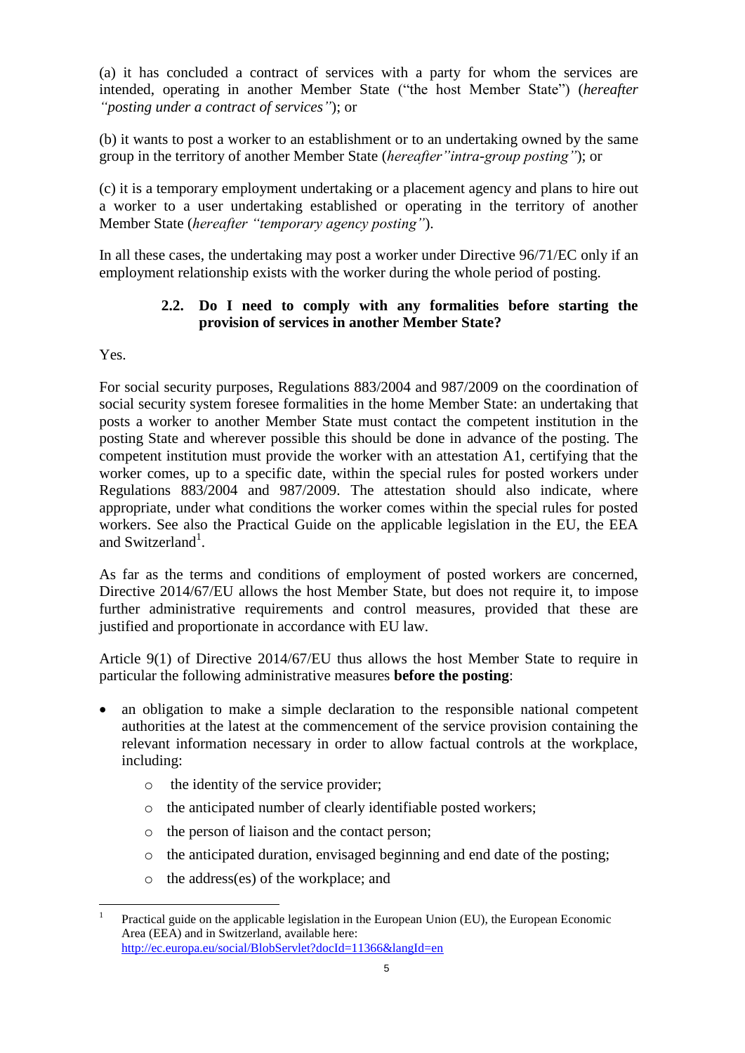(a) it has concluded a contract of services with a party for whom the services are intended, operating in another Member State ("the host Member State") (*hereafter "posting under a contract of services"*); or

(b) it wants to post a worker to an establishment or to an undertaking owned by the same group in the territory of another Member State (*hereafter"intra-group posting"*); or

(c) it is a temporary employment undertaking or a placement agency and plans to hire out a worker to a user undertaking established or operating in the territory of another Member State (*hereafter "temporary agency posting"*).

In all these cases, the undertaking may post a worker under Directive 96/71/EC only if an employment relationship exists with the worker during the whole period of posting.

### 2.2. Do I need to comply with any formalities before starting the provision of services in another Member State?

Yes.

For social security purposes, Regulations 883/2004 and 987/2009 on the coordination of social security system foresee formalities in the home Member State: an undertaking that posts a worker to another Member State must contact the competent institution in the posting State and wherever possible this should be done in advance of the posting. The competent institution must provide the worker with an attestation A1, certifying that the worker comes, up to a specific date, within the special rules for posted workers under Regulations 883/2004 and 987/2009. The attestation should also indicate, where appropriate, under what conditions the worker comes within the special rules for posted workers. See also the Practical Guide on the applicable legislation in the EU, the EEA and Switzerland[1].

As far as the terms and conditions of employment of posted workers are concerned, Directive 2014/67/EU allows the host Member State, but does not require it, to impose further administrative requirements and control measures, provided that these are justified and proportionate in accordance with EU law.

Article 9(1) of Directive 2014/67/EU thus allows the host Member State to require in particular the following administrative measures **before the posting**:

- an obligation to make a simple declaration to the responsible national competent authorities at the latest at the commencement of the service provision containing the relevant information necessary in order to allow factual controls at the workplace, including:
  - the identity of the service provider;
  - the anticipated number of clearly identifiable posted workers;
  - the person of liaison and the contact person;
  - the anticipated duration, envisaged beginning and end date of the posting;
  - the address(es) of the workplace; and

---

[1] Practical guide on the applicable legislation in the European Union (EU), the European Economic Area (EEA) and in Switzerland, available here: http://ec.europa.eu/social/BlobServlet?docId=11366&langId=en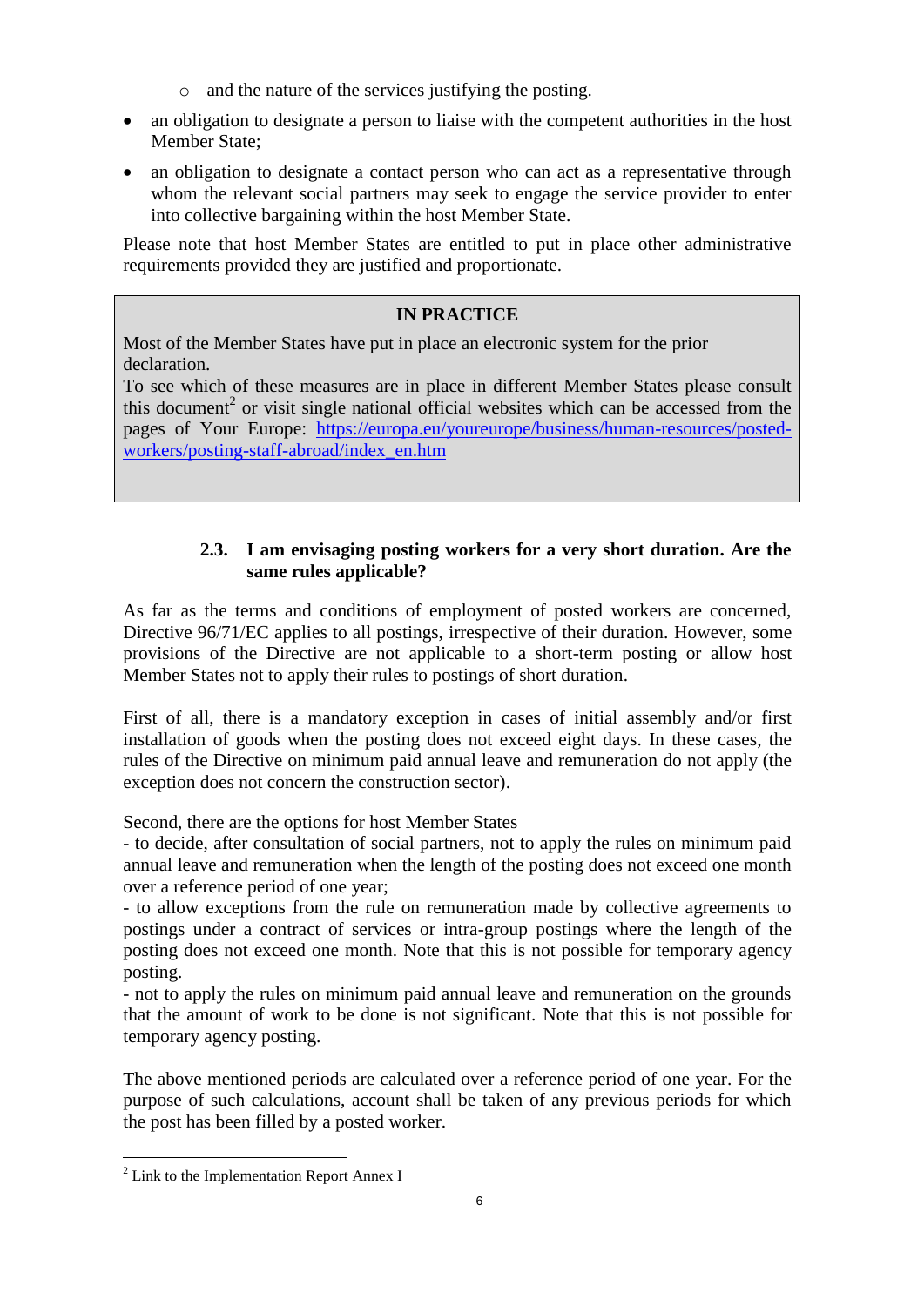- and the nature of the services justifying the posting.

- an obligation to designate a person to liaise with the competent authorities in the host Member State;
- an obligation to designate a contact person who can act as a representative through whom the relevant social partners may seek to engage the service provider to enter into collective bargaining within the host Member State.

Please note that host Member States are entitled to put in place other administrative requirements provided they are justified and proportionate.

> **IN PRACTICE**
>
> Most of the Member States have put in place an electronic system for the prior declaration.
> To see which of these measures are in place in different Member States please consult this document[2] or visit single national official websites which can be accessed from the pages of Your Europe: [https://europa.eu/youreurope/business/human-resources/posted-workers/posting-staff-abroad/index_en.htm](https://europa.eu/youreurope/business/human-resources/posted-workers/posting-staff-abroad/index_en.htm)

### 2.3. I am envisaging posting workers for a very short duration. Are the same rules applicable?

As far as the terms and conditions of employment of posted workers are concerned, Directive 96/71/EC applies to all postings, irrespective of their duration. However, some provisions of the Directive are not applicable to a short-term posting or allow host Member States not to apply their rules to postings of short duration.

First of all, there is a mandatory exception in cases of initial assembly and/or first installation of goods when the posting does not exceed eight days. In these cases, the rules of the Directive on minimum paid annual leave and remuneration do not apply (the exception does not concern the construction sector).

Second, there are the options for host Member States
- to decide, after consultation of social partners, not to apply the rules on minimum paid annual leave and remuneration when the length of the posting does not exceed one month over a reference period of one year;
- to allow exceptions from the rule on remuneration made by collective agreements to postings under a contract of services or intra-group postings where the length of the posting does not exceed one month. Note that this is not possible for temporary agency posting.
- not to apply the rules on minimum paid annual leave and remuneration on the grounds that the amount of work to be done is not significant. Note that this is not possible for temporary agency posting.

The above mentioned periods are calculated over a reference period of one year. For the purpose of such calculations, account shall be taken of any previous periods for which the post has been filled by a posted worker.

[2] Link to the Implementation Report Annex I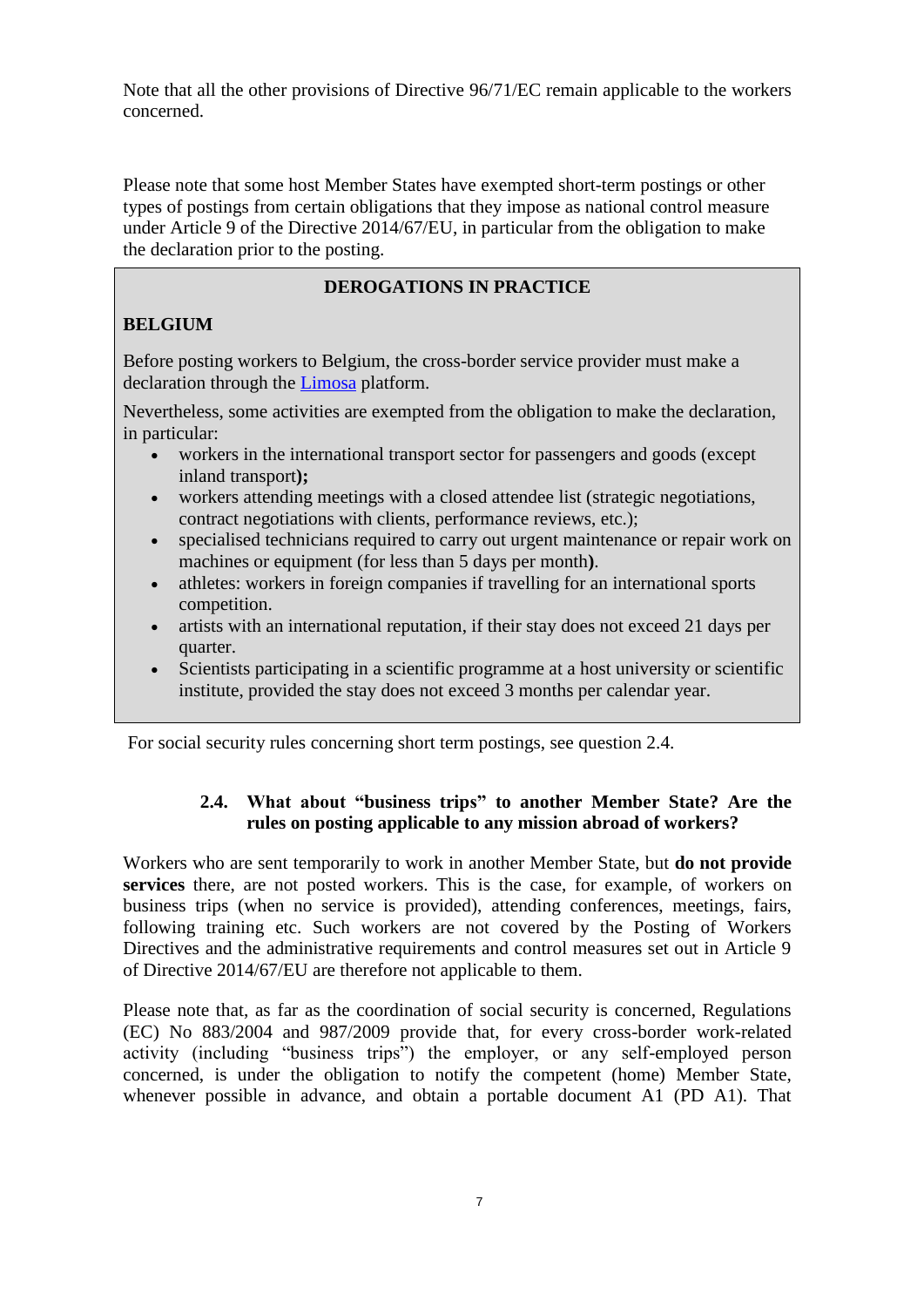Note that all the other provisions of Directive 96/71/EC remain applicable to the workers concerned.

Please note that some host Member States have exempted short-term postings or other types of postings from certain obligations that they impose as national control measure under Article 9 of the Directive 2014/67/EU, in particular from the obligation to make the declaration prior to the posting.

> **DEROGATIONS IN PRACTICE**
>
> **BELGIUM**
>
> Before posting workers to Belgium, the cross-border service provider must make a declaration through the Limosa platform.
>
> Nevertheless, some activities are exempted from the obligation to make the declaration, in particular:
>
> - workers in the international transport sector for passengers and goods (except inland transport**);**
> - workers attending meetings with a closed attendee list (strategic negotiations, contract negotiations with clients, performance reviews, etc.);
> - specialised technicians required to carry out urgent maintenance or repair work on machines or equipment (for less than 5 days per month**)**.
> - athletes: workers in foreign companies if travelling for an international sports competition.
> - artists with an international reputation, if their stay does not exceed 21 days per quarter.
> - Scientists participating in a scientific programme at a host university or scientific institute, provided the stay does not exceed 3 months per calendar year.

For social security rules concerning short term postings, see question 2.4.

### 2.4. What about "business trips" to another Member State? Are the rules on posting applicable to any mission abroad of workers?

Workers who are sent temporarily to work in another Member State, but **do not provide services** there, are not posted workers. This is the case, for example, of workers on business trips (when no service is provided), attending conferences, meetings, fairs, following training etc. Such workers are not covered by the Posting of Workers Directives and the administrative requirements and control measures set out in Article 9 of Directive 2014/67/EU are therefore not applicable to them.

Please note that, as far as the coordination of social security is concerned, Regulations (EC) No 883/2004 and 987/2009 provide that, for every cross-border work-related activity (including "business trips") the employer, or any self-employed person concerned, is under the obligation to notify the competent (home) Member State, whenever possible in advance, and obtain a portable document A1 (PD A1). That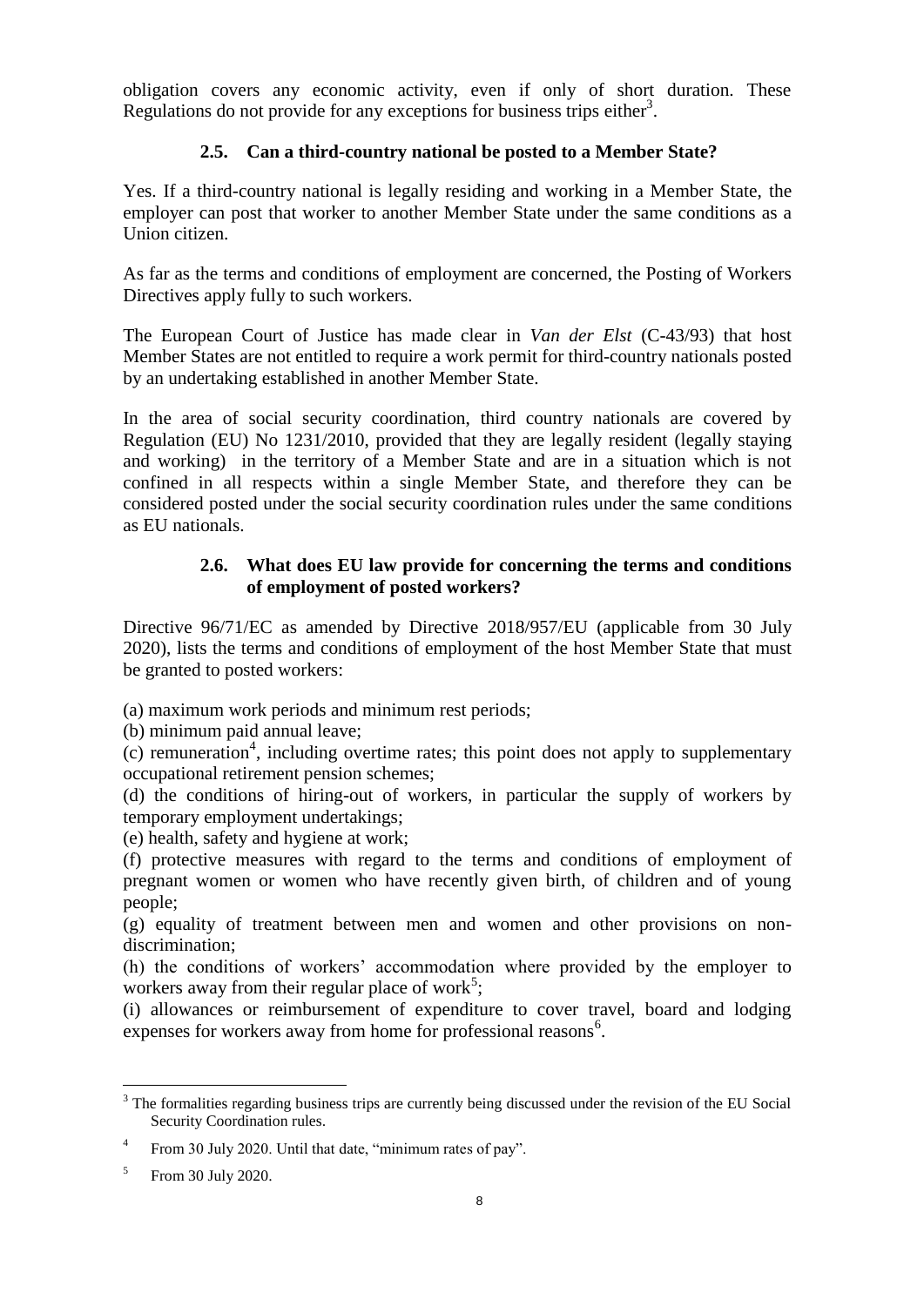obligation covers any economic activity, even if only of short duration. These Regulations do not provide for any exceptions for business trips either[3].

### 2.5. Can a third-country national be posted to a Member State?

Yes. If a third-country national is legally residing and working in a Member State, the employer can post that worker to another Member State under the same conditions as a Union citizen.

As far as the terms and conditions of employment are concerned, the Posting of Workers Directives apply fully to such workers.

The European Court of Justice has made clear in *Van der Elst* (C-43/93) that host Member States are not entitled to require a work permit for third-country nationals posted by an undertaking established in another Member State.

In the area of social security coordination, third country nationals are covered by Regulation (EU) No 1231/2010, provided that they are legally resident (legally staying and working) in the territory of a Member State and are in a situation which is not confined in all respects within a single Member State, and therefore they can be considered posted under the social security coordination rules under the same conditions as EU nationals.

### 2.6. What does EU law provide for concerning the terms and conditions of employment of posted workers?

Directive 96/71/EC as amended by Directive 2018/957/EU (applicable from 30 July 2020), lists the terms and conditions of employment of the host Member State that must be granted to posted workers:

(a) maximum work periods and minimum rest periods;
(b) minimum paid annual leave;
(c) remuneration[4], including overtime rates; this point does not apply to supplementary occupational retirement pension schemes;
(d) the conditions of hiring-out of workers, in particular the supply of workers by temporary employment undertakings;
(e) health, safety and hygiene at work;
(f) protective measures with regard to the terms and conditions of employment of pregnant women or women who have recently given birth, of children and of young people;
(g) equality of treatment between men and women and other provisions on non-discrimination;
(h) the conditions of workers' accommodation where provided by the employer to workers away from their regular place of work[5];
(i) allowances or reimbursement of expenditure to cover travel, board and lodging expenses for workers away from home for professional reasons[6].

---

[3] The formalities regarding business trips are currently being discussed under the revision of the EU Social Security Coordination rules.

[4] From 30 July 2020. Until that date, "minimum rates of pay".

[5] From 30 July 2020.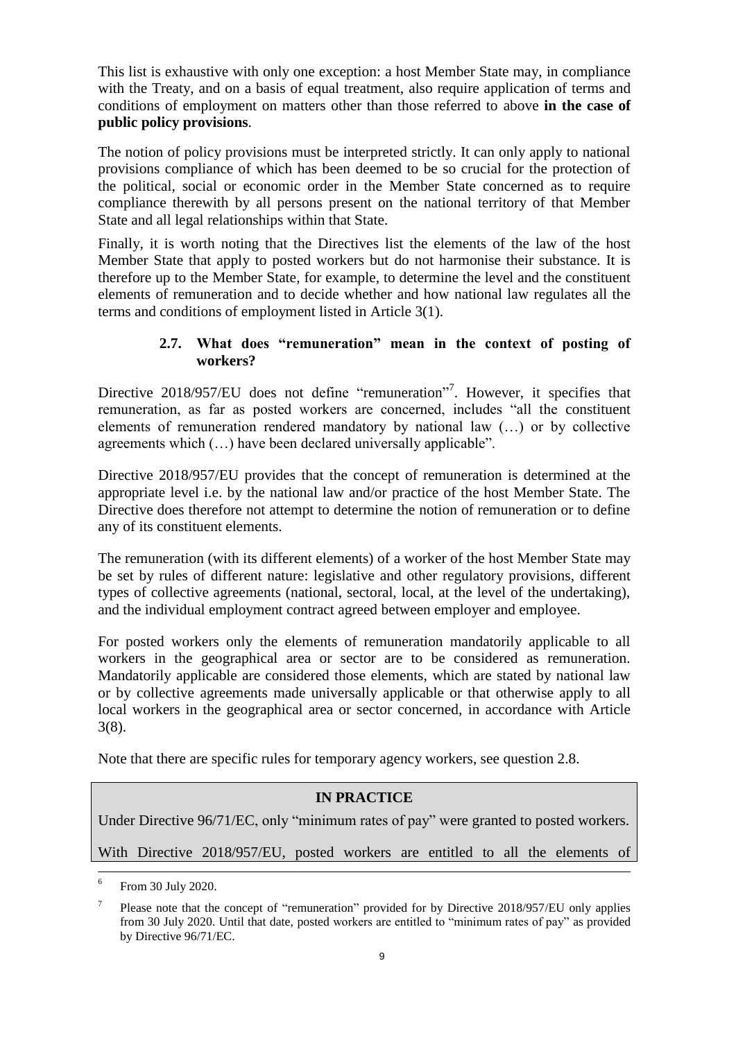This list is exhaustive with only one exception: a host Member State may, in compliance with the Treaty, and on a basis of equal treatment, also require application of terms and conditions of employment on matters other than those referred to above **in the case of public policy provisions**.

The notion of policy provisions must be interpreted strictly. It can only apply to national provisions compliance of which has been deemed to be so crucial for the protection of the political, social or economic order in the Member State concerned as to require compliance therewith by all persons present on the national territory of that Member State and all legal relationships within that State.

Finally, it is worth noting that the Directives list the elements of the law of the host Member State that apply to posted workers but do not harmonise their substance. It is therefore up to the Member State, for example, to determine the level and the constituent elements of remuneration and to decide whether and how national law regulates all the terms and conditions of employment listed in Article 3(1).

### 2.7. What does "remuneration" mean in the context of posting of workers?

Directive 2018/957/EU does not define "remuneration"[7]. However, it specifies that remuneration, as far as posted workers are concerned, includes "all the constituent elements of remuneration rendered mandatory by national law (…) or by collective agreements which (…) have been declared universally applicable".

Directive 2018/957/EU provides that the concept of remuneration is determined at the appropriate level i.e. by the national law and/or practice of the host Member State. The Directive does therefore not attempt to determine the notion of remuneration or to define any of its constituent elements.

The remuneration (with its different elements) of a worker of the host Member State may be set by rules of different nature: legislative and other regulatory provisions, different types of collective agreements (national, sectoral, local, at the level of the undertaking), and the individual employment contract agreed between employer and employee.

For posted workers only the elements of remuneration mandatorily applicable to all workers in the geographical area or sector are to be considered as remuneration. Mandatorily applicable are considered those elements, which are stated by national law or by collective agreements made universally applicable or that otherwise apply to all local workers in the geographical area or sector concerned, in accordance with Article 3(8).

Note that there are specific rules for temporary agency workers, see question 2.8.

**IN PRACTICE**

Under Directive 96/71/EC, only "minimum rates of pay" were granted to posted workers.

With Directive 2018/957/EU, posted workers are entitled to all the elements of

---

[6] From 30 July 2020.

[7] Please note that the concept of "remuneration" provided for by Directive 2018/957/EU only applies from 30 July 2020. Until that date, posted workers are entitled to "minimum rates of pay" as provided by Directive 96/71/EC.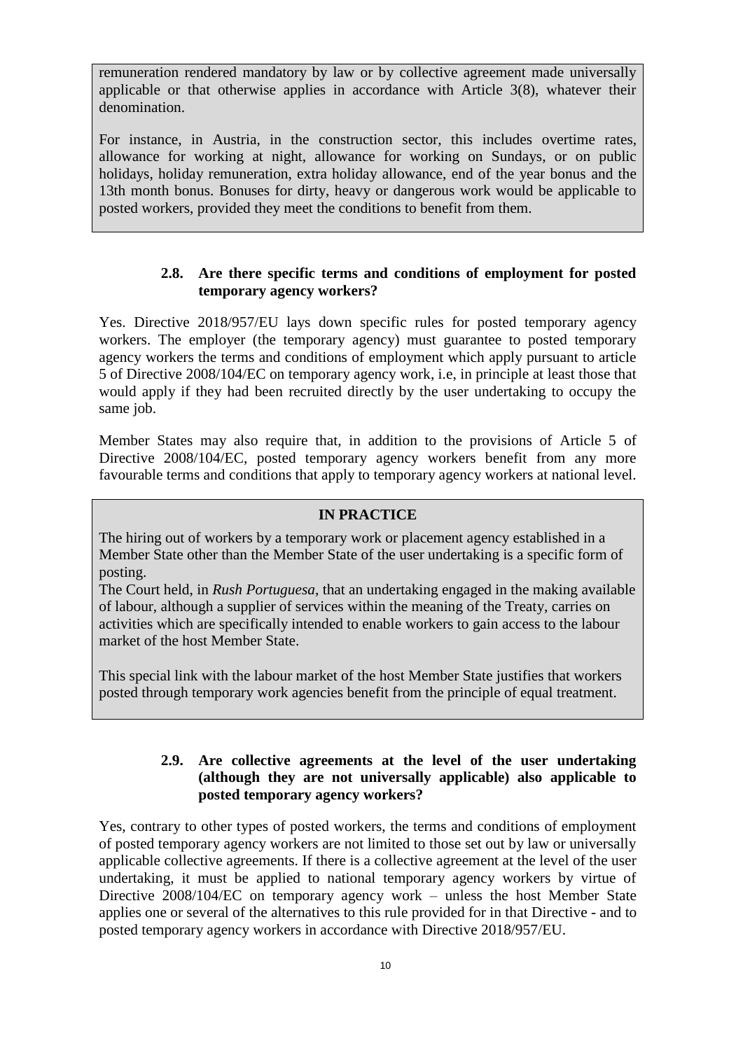remuneration rendered mandatory by law or by collective agreement made universally applicable or that otherwise applies in accordance with Article 3(8), whatever their denomination.

For instance, in Austria, in the construction sector, this includes overtime rates, allowance for working at night, allowance for working on Sundays, or on public holidays, holiday remuneration, extra holiday allowance, end of the year bonus and the 13th month bonus. Bonuses for dirty, heavy or dangerous work would be applicable to posted workers, provided they meet the conditions to benefit from them.

### 2.8. Are there specific terms and conditions of employment for posted temporary agency workers?

Yes. Directive 2018/957/EU lays down specific rules for posted temporary agency workers. The employer (the temporary agency) must guarantee to posted temporary agency workers the terms and conditions of employment which apply pursuant to article 5 of Directive 2008/104/EC on temporary agency work, i.e, in principle at least those that would apply if they had been recruited directly by the user undertaking to occupy the same job.

Member States may also require that, in addition to the provisions of Article 5 of Directive 2008/104/EC, posted temporary agency workers benefit from any more favourable terms and conditions that apply to temporary agency workers at national level.

**IN PRACTICE**

The hiring out of workers by a temporary work or placement agency established in a Member State other than the Member State of the user undertaking is a specific form of posting.

The Court held, in *Rush Portuguesa*, that an undertaking engaged in the making available of labour, although a supplier of services within the meaning of the Treaty, carries on activities which are specifically intended to enable workers to gain access to the labour market of the host Member State.

This special link with the labour market of the host Member State justifies that workers posted through temporary work agencies benefit from the principle of equal treatment.

### 2.9. Are collective agreements at the level of the user undertaking (although they are not universally applicable) also applicable to posted temporary agency workers?

Yes, contrary to other types of posted workers, the terms and conditions of employment of posted temporary agency workers are not limited to those set out by law or universally applicable collective agreements. If there is a collective agreement at the level of the user undertaking, it must be applied to national temporary agency workers by virtue of Directive 2008/104/EC on temporary agency work – unless the host Member State applies one or several of the alternatives to this rule provided for in that Directive - and to posted temporary agency workers in accordance with Directive 2018/957/EU.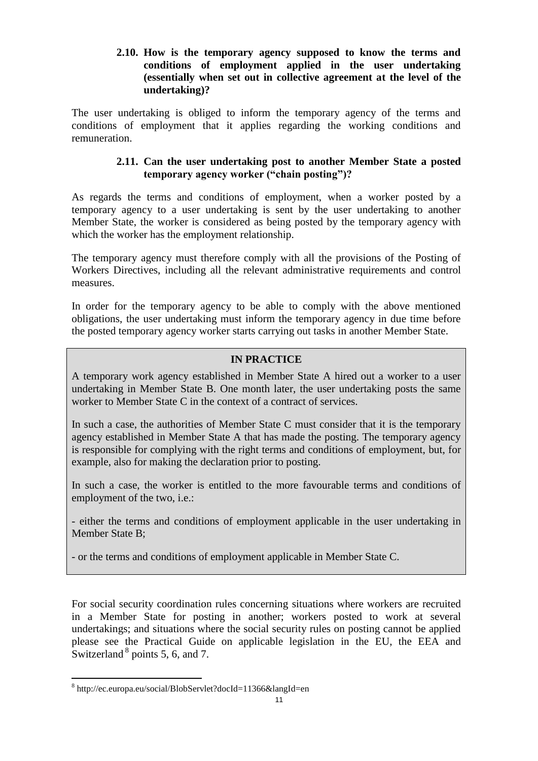### 2.10. How is the temporary agency supposed to know the terms and conditions of employment applied in the user undertaking (essentially when set out in collective agreement at the level of the undertaking)?

The user undertaking is obliged to inform the temporary agency of the terms and conditions of employment that it applies regarding the working conditions and remuneration.

### 2.11. Can the user undertaking post to another Member State a posted temporary agency worker ("chain posting")?

As regards the terms and conditions of employment, when a worker posted by a temporary agency to a user undertaking is sent by the user undertaking to another Member State, the worker is considered as being posted by the temporary agency with which the worker has the employment relationship.

The temporary agency must therefore comply with all the provisions of the Posting of Workers Directives, including all the relevant administrative requirements and control measures.

In order for the temporary agency to be able to comply with the above mentioned obligations, the user undertaking must inform the temporary agency in due time before the posted temporary agency worker starts carrying out tasks in another Member State.

**IN PRACTICE**

A temporary work agency established in Member State A hired out a worker to a user undertaking in Member State B. One month later, the user undertaking posts the same worker to Member State C in the context of a contract of services.

In such a case, the authorities of Member State C must consider that it is the temporary agency established in Member State A that has made the posting. The temporary agency is responsible for complying with the right terms and conditions of employment, but, for example, also for making the declaration prior to posting.

In such a case, the worker is entitled to the more favourable terms and conditions of employment of the two, i.e.:

- either the terms and conditions of employment applicable in the user undertaking in Member State B;

- or the terms and conditions of employment applicable in Member State C.

For social security coordination rules concerning situations where workers are recruited in a Member State for posting in another; workers posted to work at several undertakings; and situations where the social security rules on posting cannot be applied please see the Practical Guide on applicable legislation in the EU, the EEA and Switzerland[8] points 5, 6, and 7.

---

[8] http://ec.europa.eu/social/BlobServlet?docId=11366&langId=en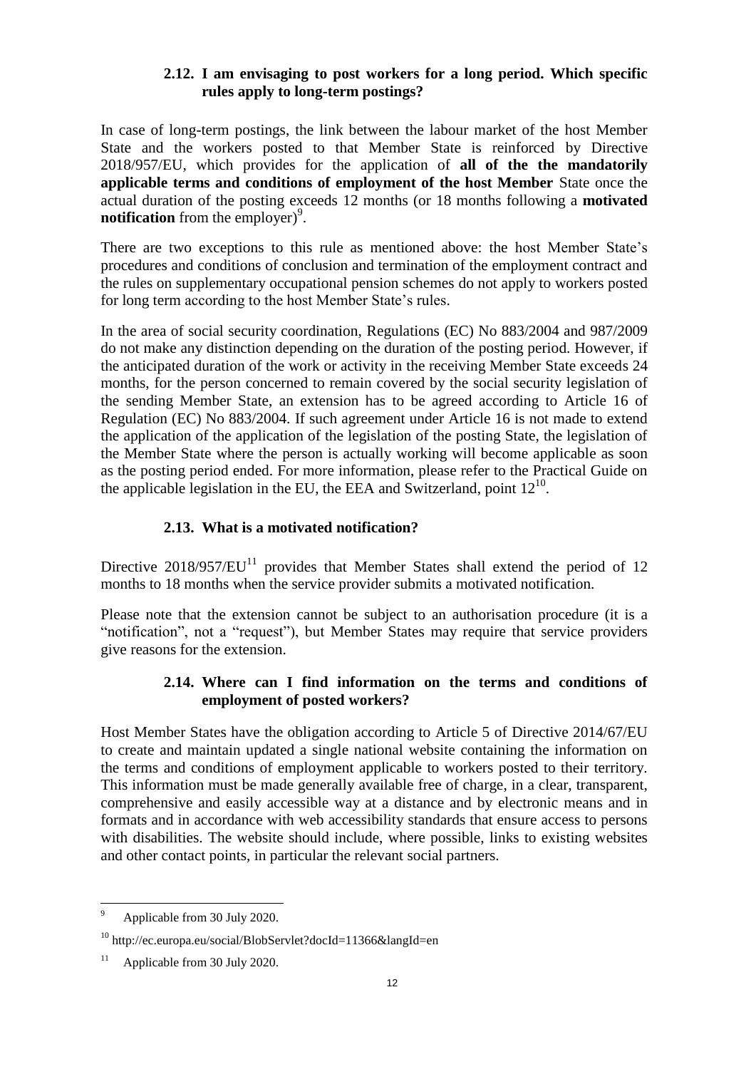### 2.12. I am envisaging to post workers for a long period. Which specific rules apply to long-term postings?

In case of long-term postings, the link between the labour market of the host Member State and the workers posted to that Member State is reinforced by Directive 2018/957/EU, which provides for the application of **all of the the mandatorily applicable terms and conditions of employment of the host Member** State once the actual duration of the posting exceeds 12 months (or 18 months following a **motivated notification** from the employer)[9].

There are two exceptions to this rule as mentioned above: the host Member State's procedures and conditions of conclusion and termination of the employment contract and the rules on supplementary occupational pension schemes do not apply to workers posted for long term according to the host Member State's rules.

In the area of social security coordination, Regulations (EC) No 883/2004 and 987/2009 do not make any distinction depending on the duration of the posting period. However, if the anticipated duration of the work or activity in the receiving Member State exceeds 24 months, for the person concerned to remain covered by the social security legislation of the sending Member State, an extension has to be agreed according to Article 16 of Regulation (EC) No 883/2004. If such agreement under Article 16 is not made to extend the application of the application of the legislation of the posting State, the legislation of the Member State where the person is actually working will become applicable as soon as the posting period ended. For more information, please refer to the Practical Guide on the applicable legislation in the EU, the EEA and Switzerland, point 12[10].

### 2.13. What is a motivated notification?

Directive 2018/957/EU[11] provides that Member States shall extend the period of 12 months to 18 months when the service provider submits a motivated notification.

Please note that the extension cannot be subject to an authorisation procedure (it is a "notification", not a "request"), but Member States may require that service providers give reasons for the extension.

### 2.14. Where can I find information on the terms and conditions of employment of posted workers?

Host Member States have the obligation according to Article 5 of Directive 2014/67/EU to create and maintain updated a single national website containing the information on the terms and conditions of employment applicable to workers posted to their territory. This information must be made generally available free of charge, in a clear, transparent, comprehensive and easily accessible way at a distance and by electronic means and in formats and in accordance with web accessibility standards that ensure access to persons with disabilities. The website should include, where possible, links to existing websites and other contact points, in particular the relevant social partners.

---

[9] Applicable from 30 July 2020.

[10] http://ec.europa.eu/social/BlobServlet?docId=11366&langId=en

[11] Applicable from 30 July 2020.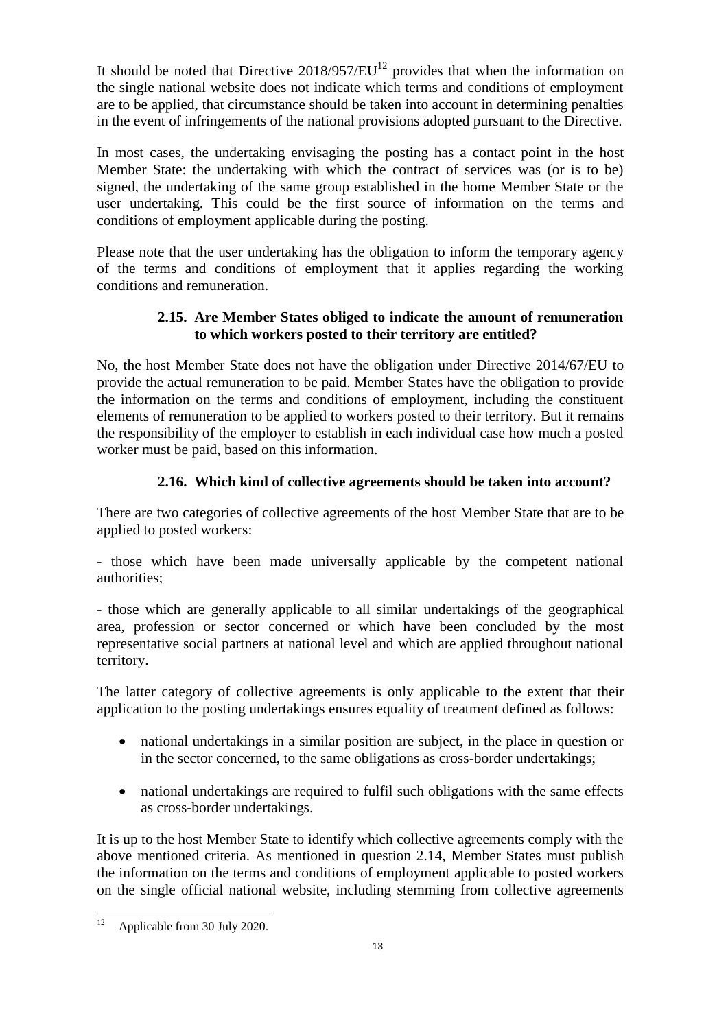It should be noted that Directive 2018/957/EU[12] provides that when the information on the single national website does not indicate which terms and conditions of employment are to be applied, that circumstance should be taken into account in determining penalties in the event of infringements of the national provisions adopted pursuant to the Directive.

In most cases, the undertaking envisaging the posting has a contact point in the host Member State: the undertaking with which the contract of services was (or is to be) signed, the undertaking of the same group established in the home Member State or the user undertaking. This could be the first source of information on the terms and conditions of employment applicable during the posting.

Please note that the user undertaking has the obligation to inform the temporary agency of the terms and conditions of employment that it applies regarding the working conditions and remuneration.

### 2.15. Are Member States obliged to indicate the amount of remuneration to which workers posted to their territory are entitled?

No, the host Member State does not have the obligation under Directive 2014/67/EU to provide the actual remuneration to be paid. Member States have the obligation to provide the information on the terms and conditions of employment, including the constituent elements of remuneration to be applied to workers posted to their territory. But it remains the responsibility of the employer to establish in each individual case how much a posted worker must be paid, based on this information.

### 2.16. Which kind of collective agreements should be taken into account?

There are two categories of collective agreements of the host Member State that are to be applied to posted workers:

- those which have been made universally applicable by the competent national authorities;

- those which are generally applicable to all similar undertakings of the geographical area, profession or sector concerned or which have been concluded by the most representative social partners at national level and which are applied throughout national territory.

The latter category of collective agreements is only applicable to the extent that their application to the posting undertakings ensures equality of treatment defined as follows:

- national undertakings in a similar position are subject, in the place in question or in the sector concerned, to the same obligations as cross-border undertakings;
- national undertakings are required to fulfil such obligations with the same effects as cross-border undertakings.

It is up to the host Member State to identify which collective agreements comply with the above mentioned criteria. As mentioned in question 2.14, Member States must publish the information on the terms and conditions of employment applicable to posted workers on the single official national website, including stemming from collective agreements

[12] Applicable from 30 July 2020.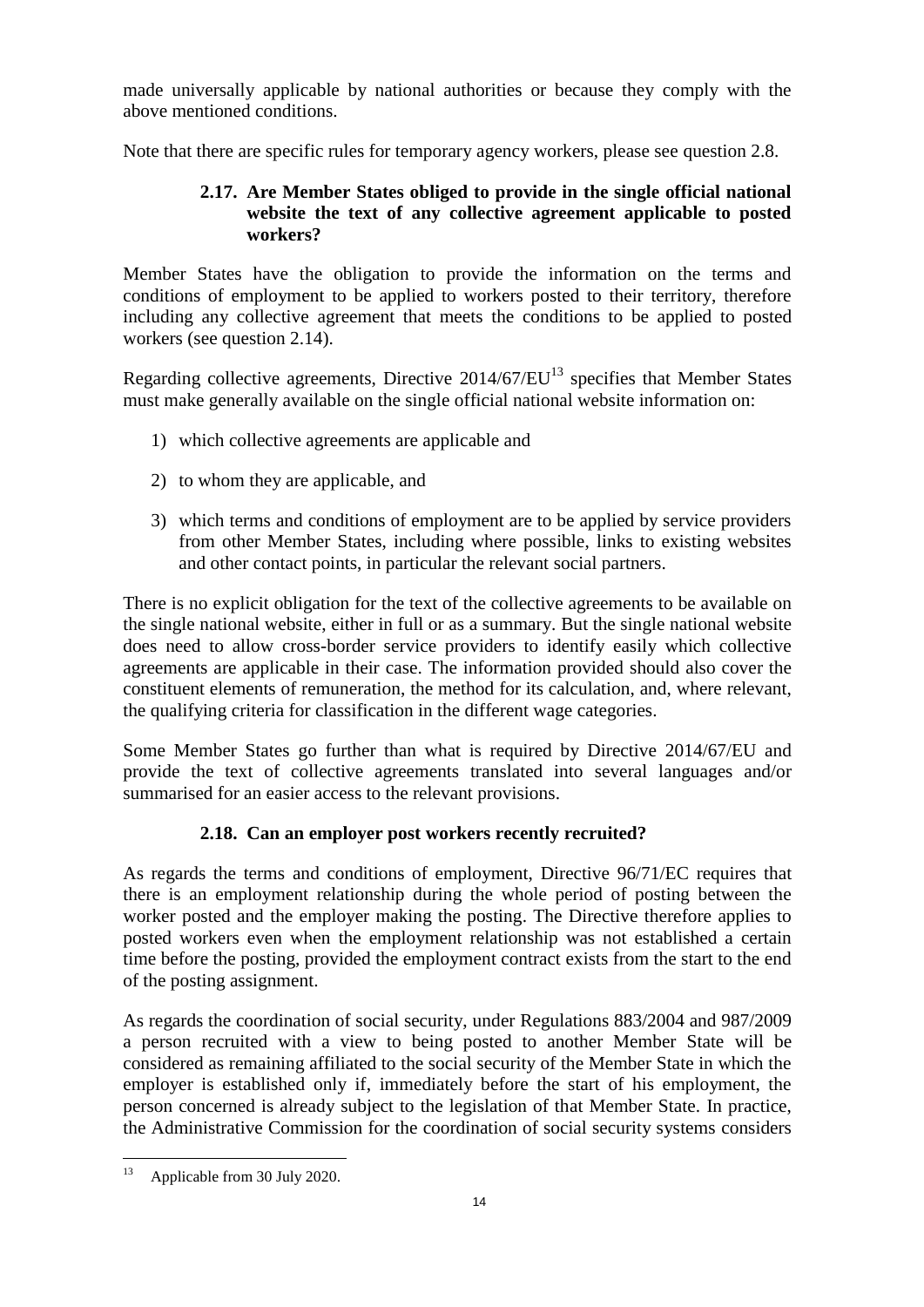made universally applicable by national authorities or because they comply with the above mentioned conditions.

Note that there are specific rules for temporary agency workers, please see question 2.8.

### 2.17. Are Member States obliged to provide in the single official national website the text of any collective agreement applicable to posted workers?

Member States have the obligation to provide the information on the terms and conditions of employment to be applied to workers posted to their territory, therefore including any collective agreement that meets the conditions to be applied to posted workers (see question 2.14).

Regarding collective agreements, Directive 2014/67/EU[13] specifies that Member States must make generally available on the single official national website information on:

1) which collective agreements are applicable and
2) to whom they are applicable, and
3) which terms and conditions of employment are to be applied by service providers from other Member States, including where possible, links to existing websites and other contact points, in particular the relevant social partners.

There is no explicit obligation for the text of the collective agreements to be available on the single national website, either in full or as a summary. But the single national website does need to allow cross-border service providers to identify easily which collective agreements are applicable in their case. The information provided should also cover the constituent elements of remuneration, the method for its calculation, and, where relevant, the qualifying criteria for classification in the different wage categories.

Some Member States go further than what is required by Directive 2014/67/EU and provide the text of collective agreements translated into several languages and/or summarised for an easier access to the relevant provisions.

### 2.18. Can an employer post workers recently recruited?

As regards the terms and conditions of employment, Directive 96/71/EC requires that there is an employment relationship during the whole period of posting between the worker posted and the employer making the posting. The Directive therefore applies to posted workers even when the employment relationship was not established a certain time before the posting, provided the employment contract exists from the start to the end of the posting assignment.

As regards the coordination of social security, under Regulations 883/2004 and 987/2009 a person recruited with a view to being posted to another Member State will be considered as remaining affiliated to the social security of the Member State in which the employer is established only if, immediately before the start of his employment, the person concerned is already subject to the legislation of that Member State. In practice, the Administrative Commission for the coordination of social security systems considers

[13] Applicable from 30 July 2020.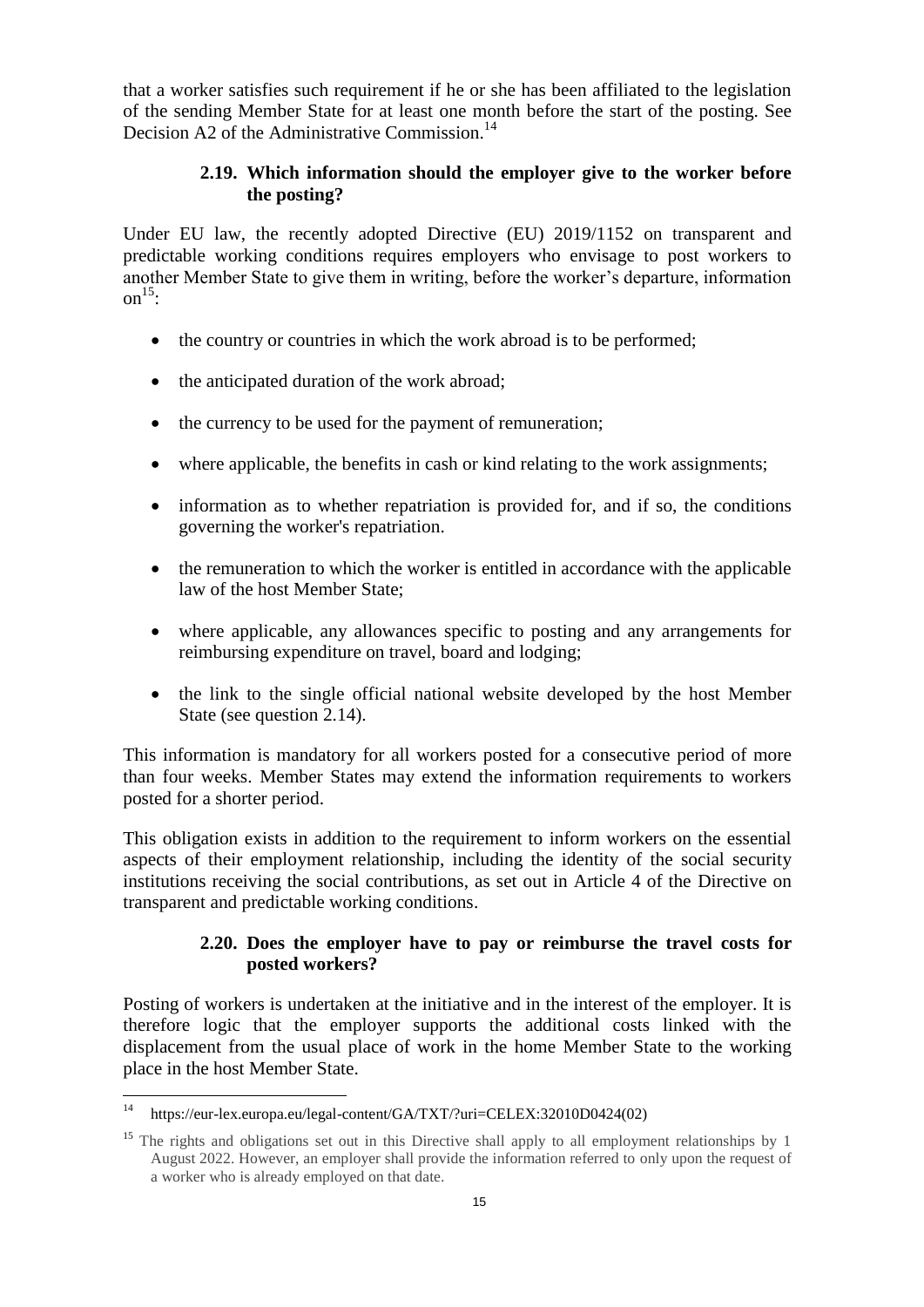that a worker satisfies such requirement if he or she has been affiliated to the legislation of the sending Member State for at least one month before the start of the posting. See Decision A2 of the Administrative Commission.[14]

### 2.19. Which information should the employer give to the worker before the posting?

Under EU law, the recently adopted Directive (EU) 2019/1152 on transparent and predictable working conditions requires employers who envisage to post workers to another Member State to give them in writing, before the worker's departure, information on[15]:

- the country or countries in which the work abroad is to be performed;
- the anticipated duration of the work abroad;
- the currency to be used for the payment of remuneration;
- where applicable, the benefits in cash or kind relating to the work assignments;
- information as to whether repatriation is provided for, and if so, the conditions governing the worker's repatriation.
- the remuneration to which the worker is entitled in accordance with the applicable law of the host Member State;
- where applicable, any allowances specific to posting and any arrangements for reimbursing expenditure on travel, board and lodging;
- the link to the single official national website developed by the host Member State (see question 2.14).

This information is mandatory for all workers posted for a consecutive period of more than four weeks. Member States may extend the information requirements to workers posted for a shorter period.

This obligation exists in addition to the requirement to inform workers on the essential aspects of their employment relationship, including the identity of the social security institutions receiving the social contributions, as set out in Article 4 of the Directive on transparent and predictable working conditions.

### 2.20. Does the employer have to pay or reimburse the travel costs for posted workers?

Posting of workers is undertaken at the initiative and in the interest of the employer. It is therefore logic that the employer supports the additional costs linked with the displacement from the usual place of work in the home Member State to the working place in the host Member State.

---

[14] https://eur-lex.europa.eu/legal-content/GA/TXT/?uri=CELEX:32010D0424(02)

[15] The rights and obligations set out in this Directive shall apply to all employment relationships by 1 August 2022. However, an employer shall provide the information referred to only upon the request of a worker who is already employed on that date.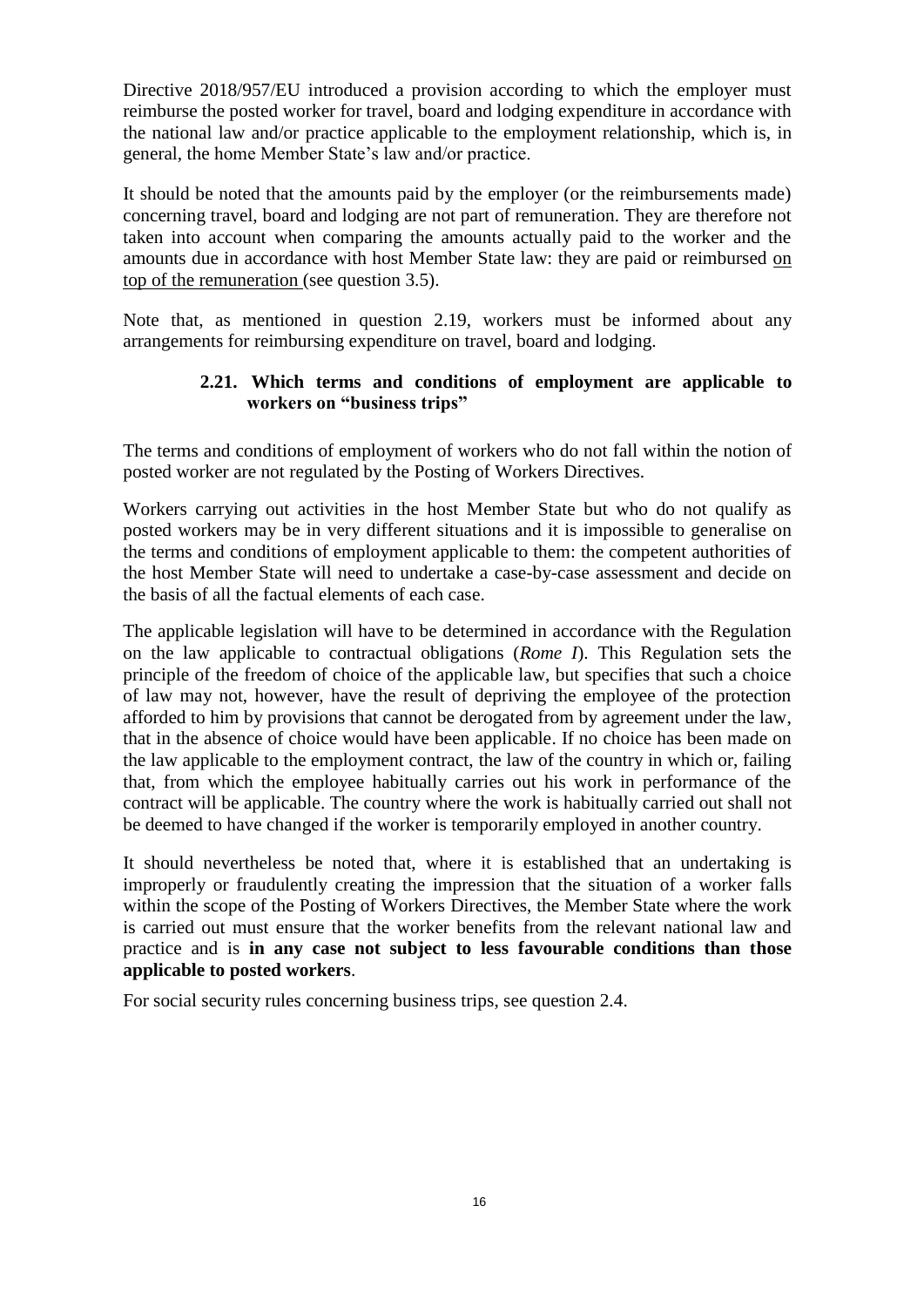Directive 2018/957/EU introduced a provision according to which the employer must reimburse the posted worker for travel, board and lodging expenditure in accordance with the national law and/or practice applicable to the employment relationship, which is, in general, the home Member State's law and/or practice.

It should be noted that the amounts paid by the employer (or the reimbursements made) concerning travel, board and lodging are not part of remuneration. They are therefore not taken into account when comparing the amounts actually paid to the worker and the amounts due in accordance with host Member State law: they are paid or reimbursed on top of the remuneration (see question 3.5).

Note that, as mentioned in question 2.19, workers must be informed about any arrangements for reimbursing expenditure on travel, board and lodging.

### 2.21. Which terms and conditions of employment are applicable to workers on "business trips"

The terms and conditions of employment of workers who do not fall within the notion of posted worker are not regulated by the Posting of Workers Directives.

Workers carrying out activities in the host Member State but who do not qualify as posted workers may be in very different situations and it is impossible to generalise on the terms and conditions of employment applicable to them: the competent authorities of the host Member State will need to undertake a case-by-case assessment and decide on the basis of all the factual elements of each case.

The applicable legislation will have to be determined in accordance with the Regulation on the law applicable to contractual obligations (*Rome I*). This Regulation sets the principle of the freedom of choice of the applicable law, but specifies that such a choice of law may not, however, have the result of depriving the employee of the protection afforded to him by provisions that cannot be derogated from by agreement under the law, that in the absence of choice would have been applicable. If no choice has been made on the law applicable to the employment contract, the law of the country in which or, failing that, from which the employee habitually carries out his work in performance of the contract will be applicable. The country where the work is habitually carried out shall not be deemed to have changed if the worker is temporarily employed in another country.

It should nevertheless be noted that, where it is established that an undertaking is improperly or fraudulently creating the impression that the situation of a worker falls within the scope of the Posting of Workers Directives, the Member State where the work is carried out must ensure that the worker benefits from the relevant national law and practice and is **in any case not subject to less favourable conditions than those applicable to posted workers**.

For social security rules concerning business trips, see question 2.4.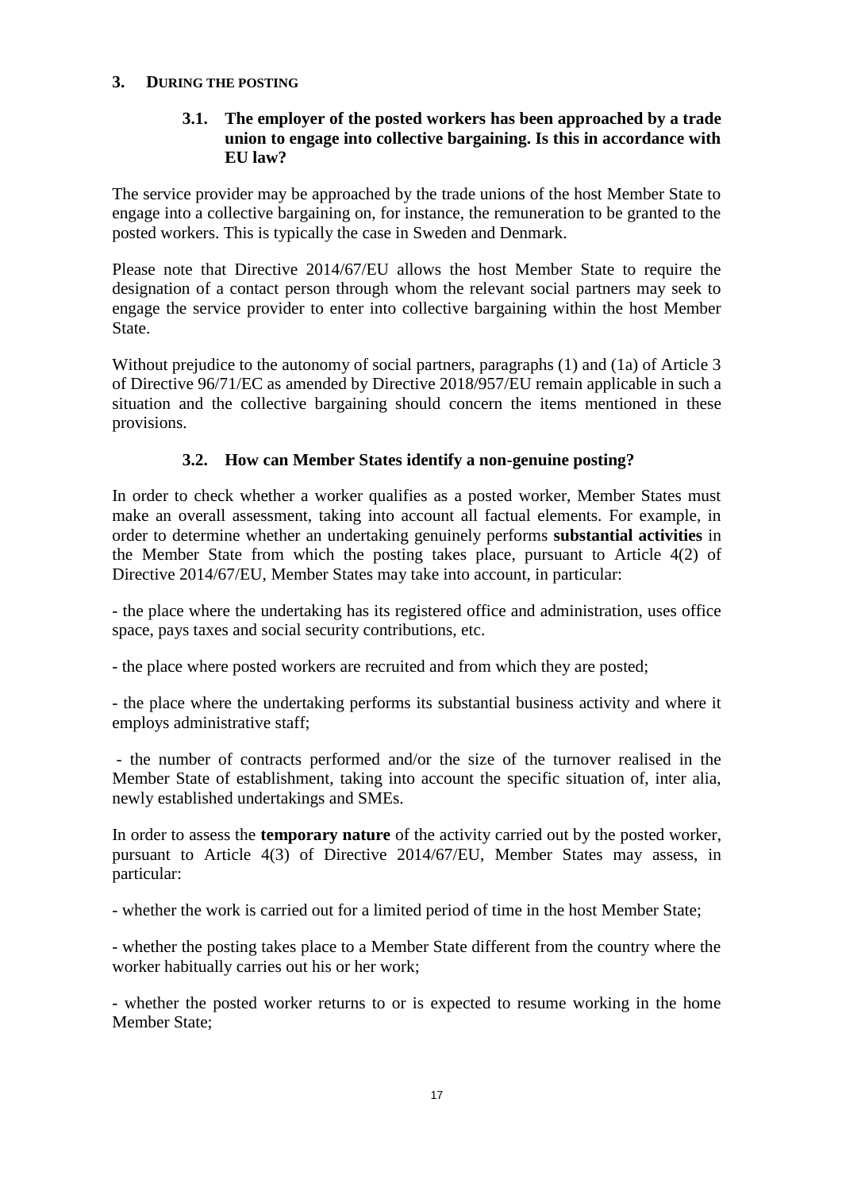## 3. DURING THE POSTING

### 3.1. The employer of the posted workers has been approached by a trade union to engage into collective bargaining. Is this in accordance with EU law?

The service provider may be approached by the trade unions of the host Member State to engage into a collective bargaining on, for instance, the remuneration to be granted to the posted workers. This is typically the case in Sweden and Denmark.

Please note that Directive 2014/67/EU allows the host Member State to require the designation of a contact person through whom the relevant social partners may seek to engage the service provider to enter into collective bargaining within the host Member State.

Without prejudice to the autonomy of social partners, paragraphs (1) and (1a) of Article 3 of Directive 96/71/EC as amended by Directive 2018/957/EU remain applicable in such a situation and the collective bargaining should concern the items mentioned in these provisions.

### 3.2. How can Member States identify a non-genuine posting?

In order to check whether a worker qualifies as a posted worker, Member States must make an overall assessment, taking into account all factual elements. For example, in order to determine whether an undertaking genuinely performs **substantial activities** in the Member State from which the posting takes place, pursuant to Article 4(2) of Directive 2014/67/EU, Member States may take into account, in particular:

- the place where the undertaking has its registered office and administration, uses office space, pays taxes and social security contributions, etc.

- the place where posted workers are recruited and from which they are posted;

- the place where the undertaking performs its substantial business activity and where it employs administrative staff;

- the number of contracts performed and/or the size of the turnover realised in the Member State of establishment, taking into account the specific situation of, inter alia, newly established undertakings and SMEs.

In order to assess the **temporary nature** of the activity carried out by the posted worker, pursuant to Article 4(3) of Directive 2014/67/EU, Member States may assess, in particular:

- whether the work is carried out for a limited period of time in the host Member State;

- whether the posting takes place to a Member State different from the country where the worker habitually carries out his or her work;

- whether the posted worker returns to or is expected to resume working in the home Member State;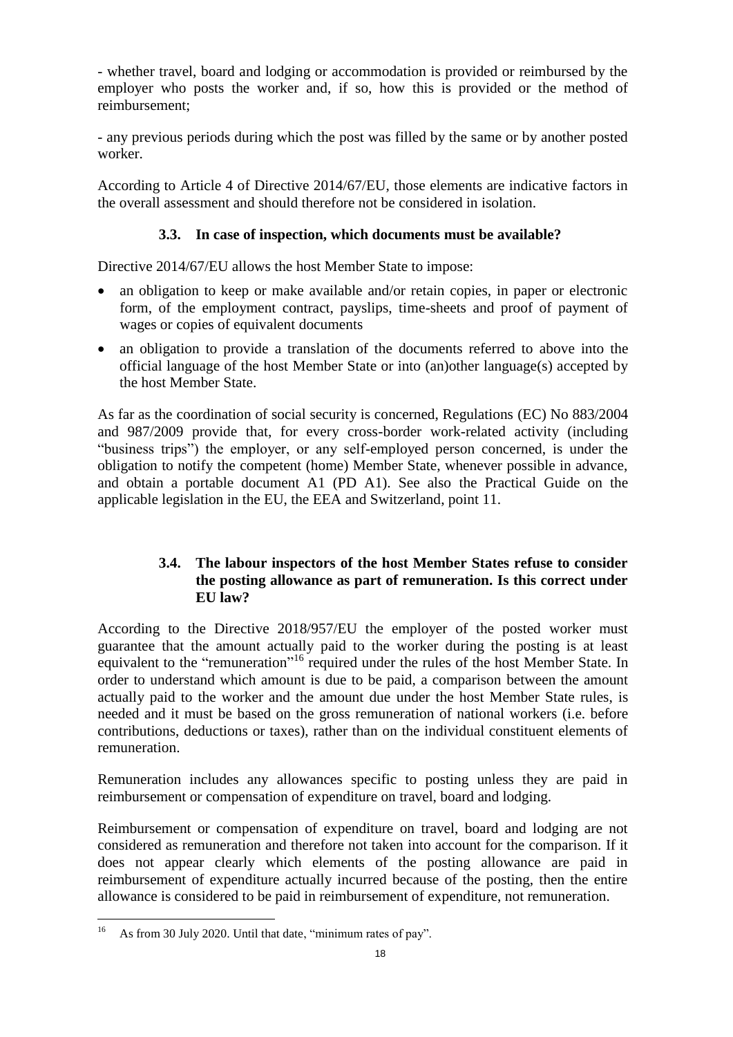- whether travel, board and lodging or accommodation is provided or reimbursed by the employer who posts the worker and, if so, how this is provided or the method of reimbursement;

- any previous periods during which the post was filled by the same or by another posted worker.

According to Article 4 of Directive 2014/67/EU, those elements are indicative factors in the overall assessment and should therefore not be considered in isolation.

### 3.3. In case of inspection, which documents must be available?

Directive 2014/67/EU allows the host Member State to impose:

- an obligation to keep or make available and/or retain copies, in paper or electronic form, of the employment contract, payslips, time-sheets and proof of payment of wages or copies of equivalent documents
- an obligation to provide a translation of the documents referred to above into the official language of the host Member State or into (an)other language(s) accepted by the host Member State.

As far as the coordination of social security is concerned, Regulations (EC) No 883/2004 and 987/2009 provide that, for every cross-border work-related activity (including "business trips") the employer, or any self-employed person concerned, is under the obligation to notify the competent (home) Member State, whenever possible in advance, and obtain a portable document A1 (PD A1). See also the Practical Guide on the applicable legislation in the EU, the EEA and Switzerland, point 11.

### 3.4. The labour inspectors of the host Member States refuse to consider the posting allowance as part of remuneration. Is this correct under EU law?

According to the Directive 2018/957/EU the employer of the posted worker must guarantee that the amount actually paid to the worker during the posting is at least equivalent to the "remuneration"[16] required under the rules of the host Member State. In order to understand which amount is due to be paid, a comparison between the amount actually paid to the worker and the amount due under the host Member State rules, is needed and it must be based on the gross remuneration of national workers (i.e. before contributions, deductions or taxes), rather than on the individual constituent elements of remuneration.

Remuneration includes any allowances specific to posting unless they are paid in reimbursement or compensation of expenditure on travel, board and lodging.

Reimbursement or compensation of expenditure on travel, board and lodging are not considered as remuneration and therefore not taken into account for the comparison. If it does not appear clearly which elements of the posting allowance are paid in reimbursement of expenditure actually incurred because of the posting, then the entire allowance is considered to be paid in reimbursement of expenditure, not remuneration.

---

[16] As from 30 July 2020. Until that date, "minimum rates of pay".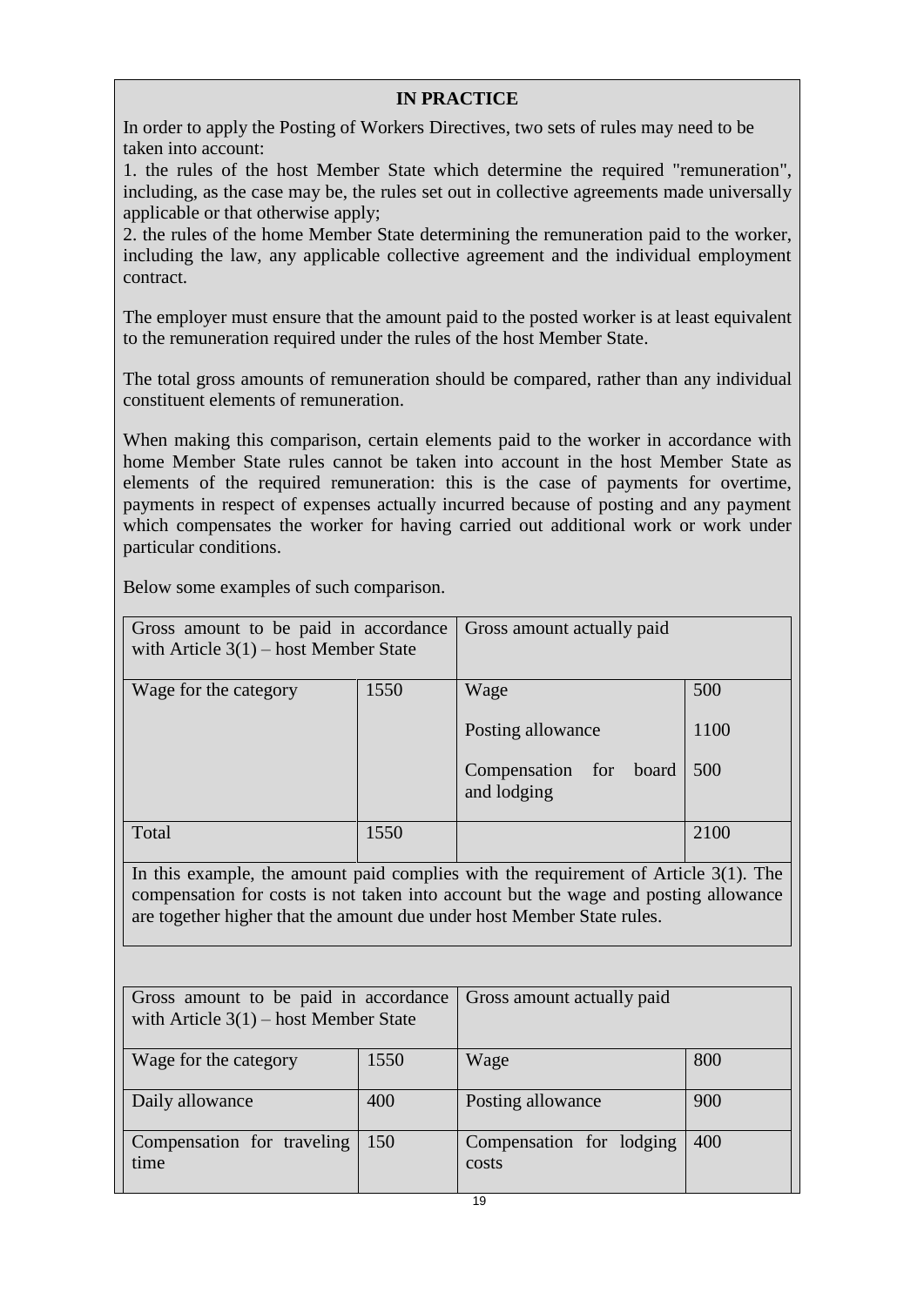### IN PRACTICE

In order to apply the Posting of Workers Directives, two sets of rules may need to be taken into account:

1. the rules of the host Member State which determine the required "remuneration", including, as the case may be, the rules set out in collective agreements made universally applicable or that otherwise apply;
2. the rules of the home Member State determining the remuneration paid to the worker, including the law, any applicable collective agreement and the individual employment contract.

The employer must ensure that the amount paid to the posted worker is at least equivalent to the remuneration required under the rules of the host Member State.

The total gross amounts of remuneration should be compared, rather than any individual constituent elements of remuneration.

When making this comparison, certain elements paid to the worker in accordance with home Member State rules cannot be taken into account in the host Member State as elements of the required remuneration: this is the case of payments for overtime, payments in respect of expenses actually incurred because of posting and any payment which compensates the worker for having carried out additional work or work under particular conditions.

Below some examples of such comparison.

| Gross amount to be paid in accordance with Article 3(1) – host Member State | | Gross amount actually paid | |
|---|---|---|---|
| Wage for the category | 1550 | Wage | 500 |
| | | Posting allowance | 1100 |
| | | Compensation for board and lodging | 500 |
| Total | 1550 | | 2100 |

In this example, the amount paid complies with the requirement of Article 3(1). The compensation for costs is not taken into account but the wage and posting allowance are together higher that the amount due under host Member State rules.

| Gross amount to be paid in accordance with Article 3(1) – host Member State | | Gross amount actually paid | |
|---|---|---|---|
| Wage for the category | 1550 | Wage | 800 |
| Daily allowance | 400 | Posting allowance | 900 |
| Compensation for traveling time | 150 | Compensation for lodging costs | 400 |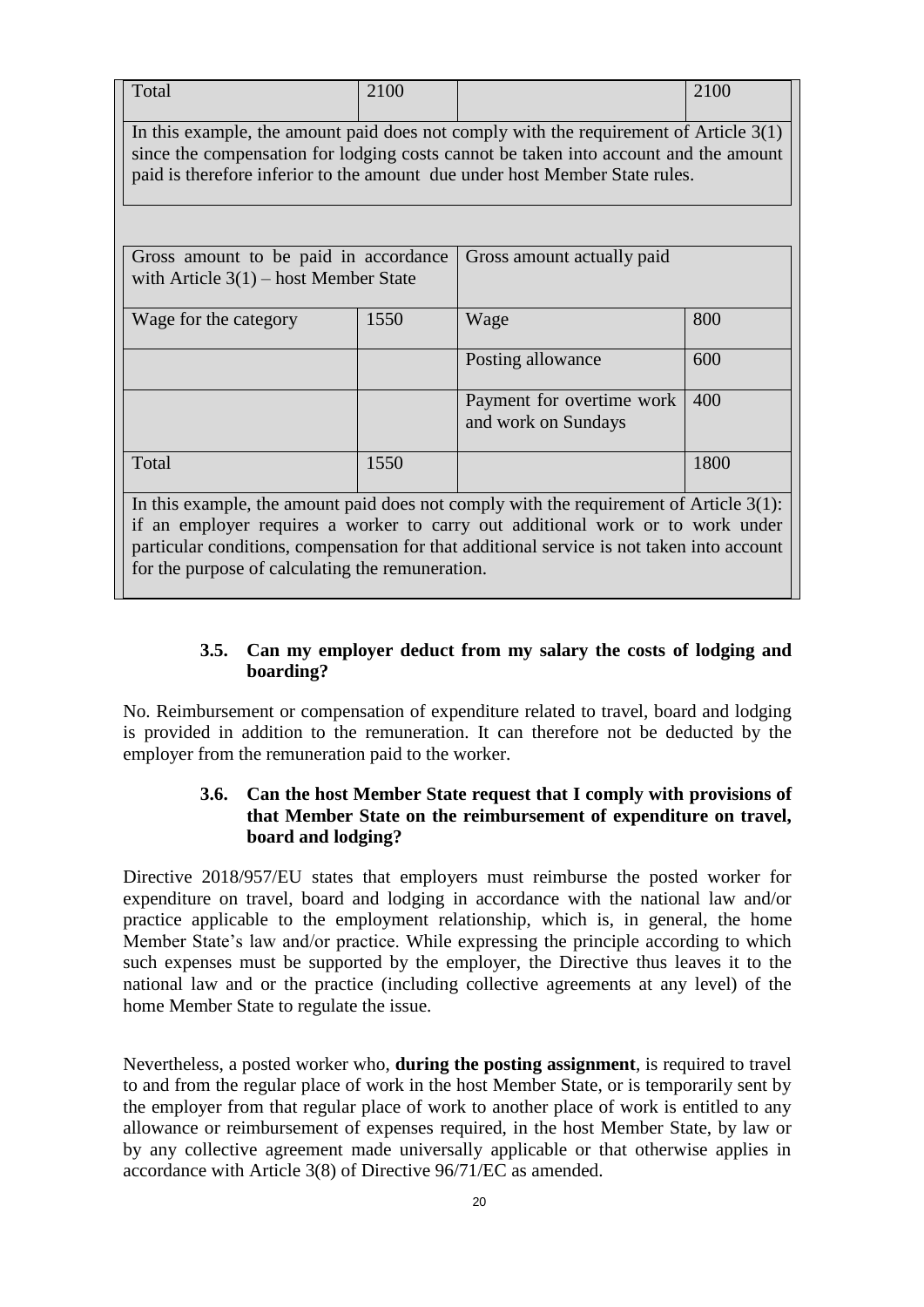| Total | 2100 | | 2100 |
|---|---|---|---|

In this example, the amount paid does not comply with the requirement of Article 3(1) since the compensation for lodging costs cannot be taken into account and the amount paid is therefore inferior to the amount due under host Member State rules.

| Gross amount to be paid in accordance with Article 3(1) – host Member State | | Gross amount actually paid | |
|---|---|---|---|
| Wage for the category | 1550 | Wage | 800 |
| | | Posting allowance | 600 |
| | | Payment for overtime work and work on Sundays | 400 |
| Total | 1550 | | 1800 |

In this example, the amount paid does not comply with the requirement of Article 3(1): if an employer requires a worker to carry out additional work or to work under particular conditions, compensation for that additional service is not taken into account for the purpose of calculating the remuneration.

### 3.5. Can my employer deduct from my salary the costs of lodging and boarding?

No. Reimbursement or compensation of expenditure related to travel, board and lodging is provided in addition to the remuneration. It can therefore not be deducted by the employer from the remuneration paid to the worker.

### 3.6. Can the host Member State request that I comply with provisions of that Member State on the reimbursement of expenditure on travel, board and lodging?

Directive 2018/957/EU states that employers must reimburse the posted worker for expenditure on travel, board and lodging in accordance with the national law and/or practice applicable to the employment relationship, which is, in general, the home Member State's law and/or practice. While expressing the principle according to which such expenses must be supported by the employer, the Directive thus leaves it to the national law and or the practice (including collective agreements at any level) of the home Member State to regulate the issue.

Nevertheless, a posted worker who, **during the posting assignment**, is required to travel to and from the regular place of work in the host Member State, or is temporarily sent by the employer from that regular place of work to another place of work is entitled to any allowance or reimbursement of expenses required, in the host Member State, by law or by any collective agreement made universally applicable or that otherwise applies in accordance with Article 3(8) of Directive 96/71/EC as amended.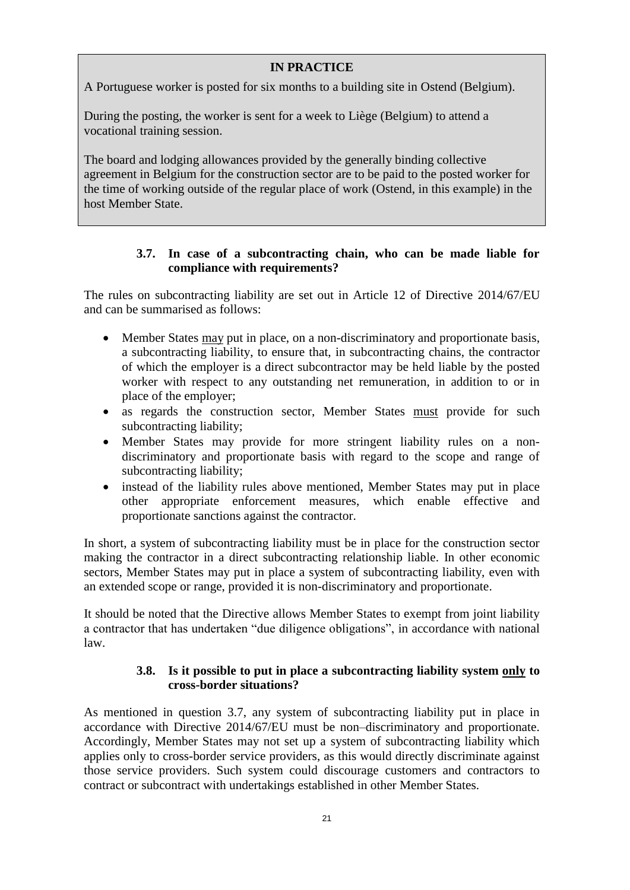> **IN PRACTICE**
>
> A Portuguese worker is posted for six months to a building site in Ostend (Belgium).
>
> During the posting, the worker is sent for a week to Liège (Belgium) to attend a vocational training session.
>
> The board and lodging allowances provided by the generally binding collective agreement in Belgium for the construction sector are to be paid to the posted worker for the time of working outside of the regular place of work (Ostend, in this example) in the host Member State.

### 3.7. In case of a subcontracting chain, who can be made liable for compliance with requirements?

The rules on subcontracting liability are set out in Article 12 of Directive 2014/67/EU and can be summarised as follows:

- Member States <u>may</u> put in place, on a non-discriminatory and proportionate basis, a subcontracting liability, to ensure that, in subcontracting chains, the contractor of which the employer is a direct subcontractor may be held liable by the posted worker with respect to any outstanding net remuneration, in addition to or in place of the employer;
- as regards the construction sector, Member States <u>must</u> provide for such subcontracting liability;
- Member States may provide for more stringent liability rules on a non-discriminatory and proportionate basis with regard to the scope and range of subcontracting liability;
- instead of the liability rules above mentioned, Member States may put in place other appropriate enforcement measures, which enable effective and proportionate sanctions against the contractor.

In short, a system of subcontracting liability must be in place for the construction sector making the contractor in a direct subcontracting relationship liable. In other economic sectors, Member States may put in place a system of subcontracting liability, even with an extended scope or range, provided it is non-discriminatory and proportionate.

It should be noted that the Directive allows Member States to exempt from joint liability a contractor that has undertaken "due diligence obligations", in accordance with national law.

### 3.8. Is it possible to put in place a subcontracting liability system <u>only</u> to cross-border situations?

As mentioned in question 3.7, any system of subcontracting liability put in place in accordance with Directive 2014/67/EU must be non–discriminatory and proportionate. Accordingly, Member States may not set up a system of subcontracting liability which applies only to cross-border service providers, as this would directly discriminate against those service providers. Such system could discourage customers and contractors to contract or subcontract with undertakings established in other Member States.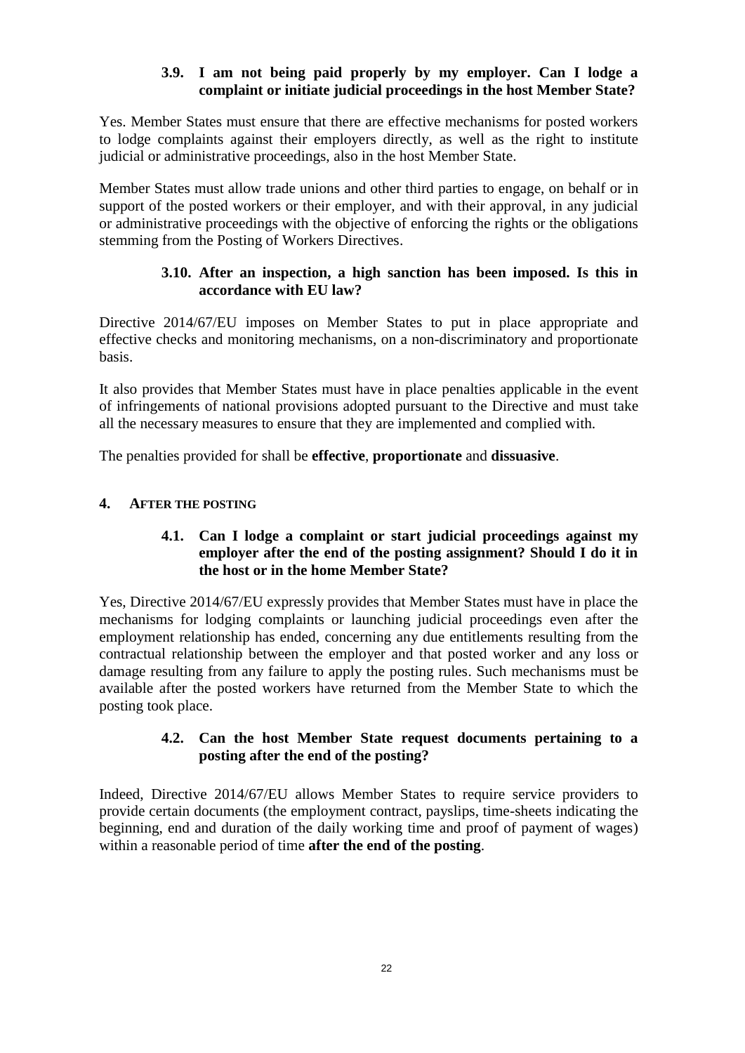### 3.9. I am not being paid properly by my employer. Can I lodge a complaint or initiate judicial proceedings in the host Member State?

Yes. Member States must ensure that there are effective mechanisms for posted workers to lodge complaints against their employers directly, as well as the right to institute judicial or administrative proceedings, also in the host Member State.

Member States must allow trade unions and other third parties to engage, on behalf or in support of the posted workers or their employer, and with their approval, in any judicial or administrative proceedings with the objective of enforcing the rights or the obligations stemming from the Posting of Workers Directives.

### 3.10. After an inspection, a high sanction has been imposed. Is this in accordance with EU law?

Directive 2014/67/EU imposes on Member States to put in place appropriate and effective checks and monitoring mechanisms, on a non-discriminatory and proportionate basis.

It also provides that Member States must have in place penalties applicable in the event of infringements of national provisions adopted pursuant to the Directive and must take all the necessary measures to ensure that they are implemented and complied with.

The penalties provided for shall be **effective**, **proportionate** and **dissuasive**.

## 4. AFTER THE POSTING

### 4.1. Can I lodge a complaint or start judicial proceedings against my employer after the end of the posting assignment? Should I do it in the host or in the home Member State?

Yes, Directive 2014/67/EU expressly provides that Member States must have in place the mechanisms for lodging complaints or launching judicial proceedings even after the employment relationship has ended, concerning any due entitlements resulting from the contractual relationship between the employer and that posted worker and any loss or damage resulting from any failure to apply the posting rules. Such mechanisms must be available after the posted workers have returned from the Member State to which the posting took place.

### 4.2. Can the host Member State request documents pertaining to a posting after the end of the posting?

Indeed, Directive 2014/67/EU allows Member States to require service providers to provide certain documents (the employment contract, payslips, time-sheets indicating the beginning, end and duration of the daily working time and proof of payment of wages) within a reasonable period of time **after the end of the posting**.